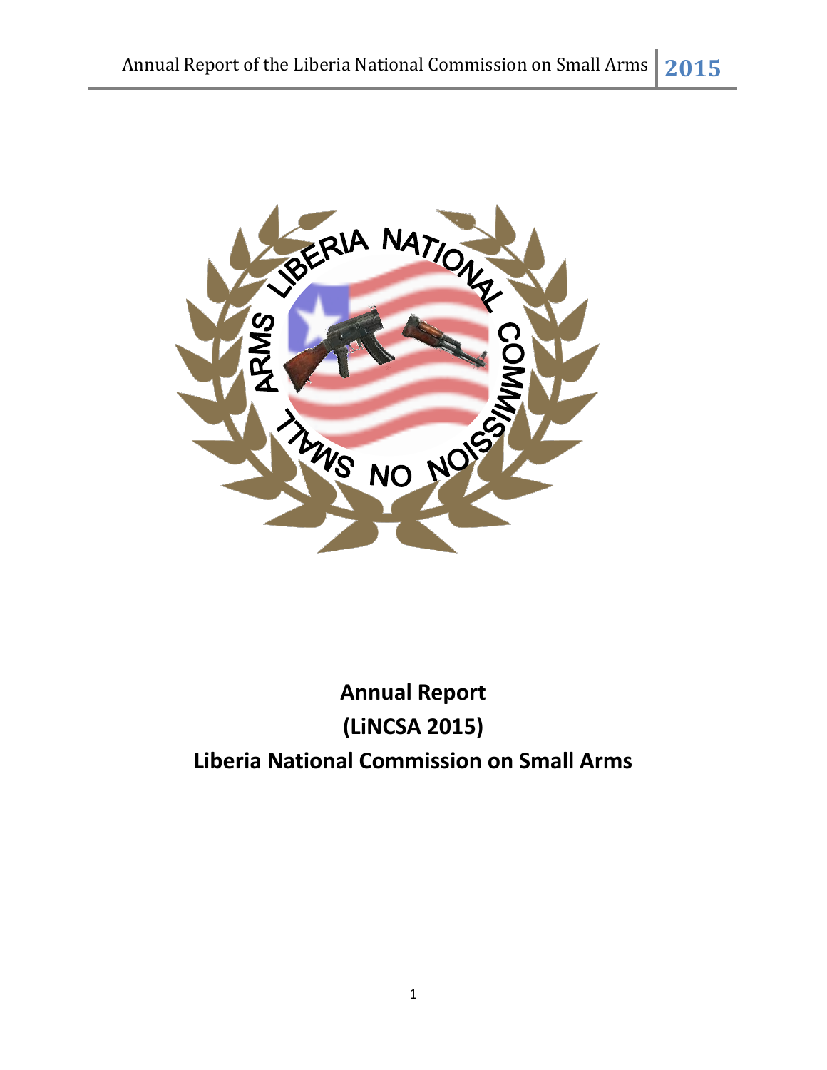# Annual Report
# (LiNCSA 2015)
# Liberia National Commission on Small Arms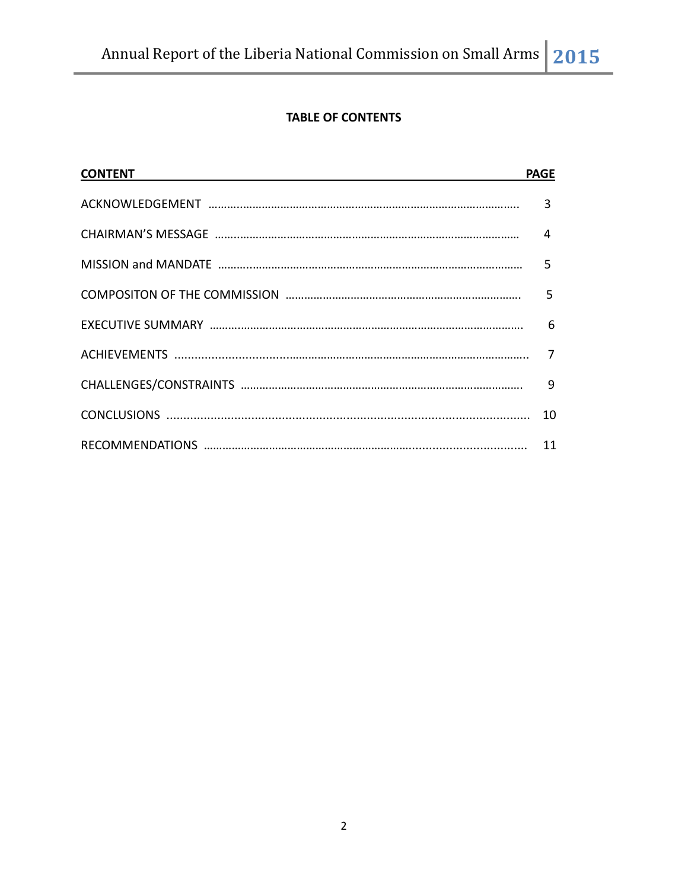**TABLE OF CONTENTS**

| CONTENT | PAGE |
|---|---|
| ACKNOWLEDGEMENT | 3 |
| CHAIRMAN'S MESSAGE | 4 |
| MISSION and MANDATE | 5 |
| COMPOSITON OF THE COMMISSION | 5 |
| EXECUTIVE SUMMARY | 6 |
| ACHIEVEMENTS | 7 |
| CHALLENGES/CONSTRAINTS | 9 |
| CONCLUSIONS | 10 |
| RECOMMENDATIONS | 11 |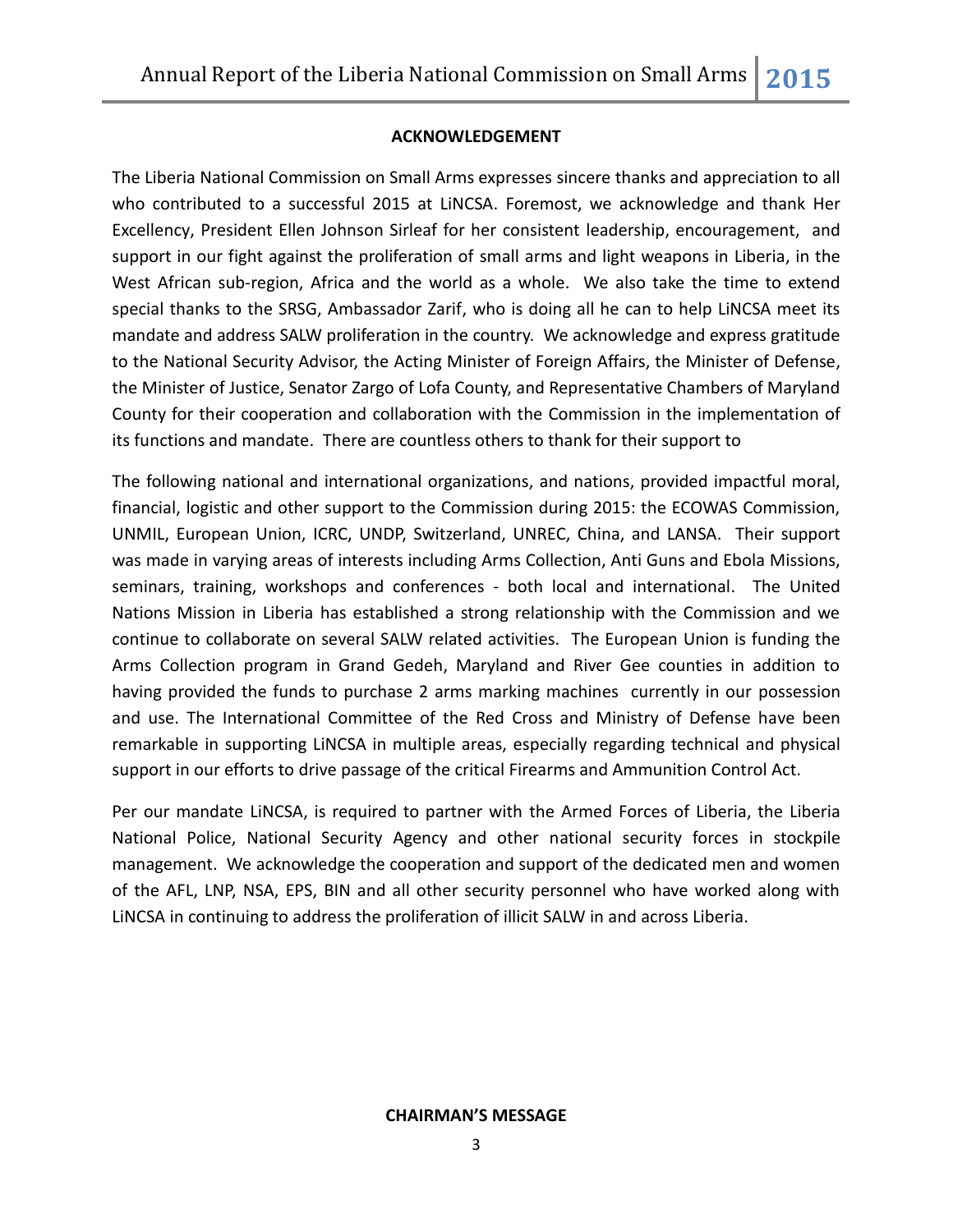## ACKNOWLEDGEMENT

The Liberia National Commission on Small Arms expresses sincere thanks and appreciation to all who contributed to a successful 2015 at LiNCSA. Foremost, we acknowledge and thank Her Excellency, President Ellen Johnson Sirleaf for her consistent leadership, encouragement, and support in our fight against the proliferation of small arms and light weapons in Liberia, in the West African sub-region, Africa and the world as a whole. We also take the time to extend special thanks to the SRSG, Ambassador Zarif, who is doing all he can to help LiNCSA meet its mandate and address SALW proliferation in the country. We acknowledge and express gratitude to the National Security Advisor, the Acting Minister of Foreign Affairs, the Minister of Defense, the Minister of Justice, Senator Zargo of Lofa County, and Representative Chambers of Maryland County for their cooperation and collaboration with the Commission in the implementation of its functions and mandate. There are countless others to thank for their support to

The following national and international organizations, and nations, provided impactful moral, financial, logistic and other support to the Commission during 2015: the ECOWAS Commission, UNMIL, European Union, ICRC, UNDP, Switzerland, UNREC, China, and LANSA. Their support was made in varying areas of interests including Arms Collection, Anti Guns and Ebola Missions, seminars, training, workshops and conferences - both local and international. The United Nations Mission in Liberia has established a strong relationship with the Commission and we continue to collaborate on several SALW related activities. The European Union is funding the Arms Collection program in Grand Gedeh, Maryland and River Gee counties in addition to having provided the funds to purchase 2 arms marking machines currently in our possession and use. The International Committee of the Red Cross and Ministry of Defense have been remarkable in supporting LiNCSA in multiple areas, especially regarding technical and physical support in our efforts to drive passage of the critical Firearms and Ammunition Control Act.

Per our mandate LiNCSA, is required to partner with the Armed Forces of Liberia, the Liberia National Police, National Security Agency and other national security forces in stockpile management. We acknowledge the cooperation and support of the dedicated men and women of the AFL, LNP, NSA, EPS, BIN and all other security personnel who have worked along with LiNCSA in continuing to address the proliferation of illicit SALW in and across Liberia.

## CHAIRMAN'S MESSAGE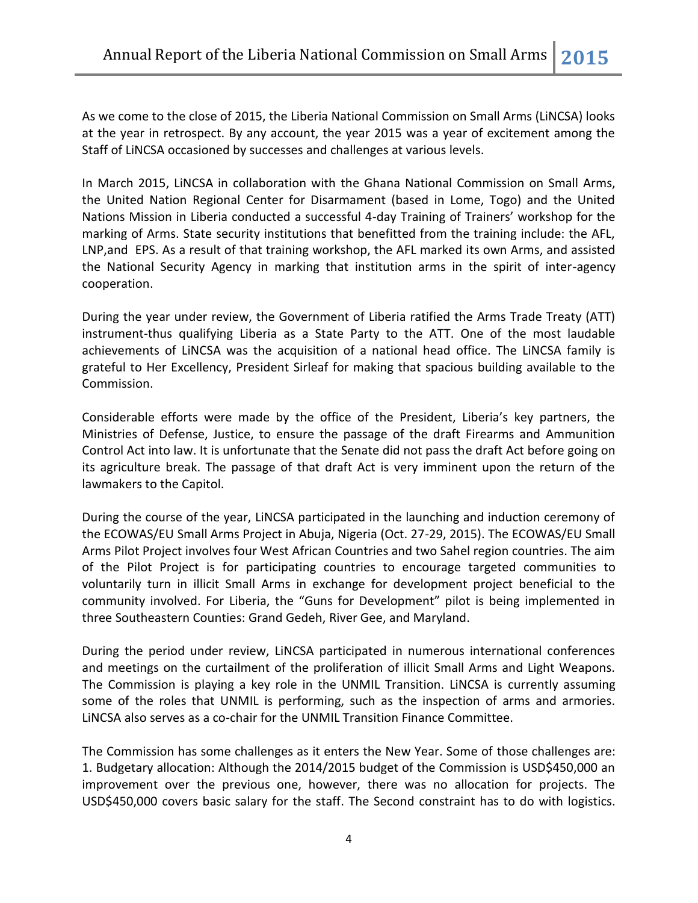As we come to the close of 2015, the Liberia National Commission on Small Arms (LiNCSA) looks at the year in retrospect. By any account, the year 2015 was a year of excitement among the Staff of LiNCSA occasioned by successes and challenges at various levels.

In March 2015, LiNCSA in collaboration with the Ghana National Commission on Small Arms, the United Nation Regional Center for Disarmament (based in Lome, Togo) and the United Nations Mission in Liberia conducted a successful 4-day Training of Trainers' workshop for the marking of Arms. State security institutions that benefitted from the training include: the AFL, LNP,and EPS. As a result of that training workshop, the AFL marked its own Arms, and assisted the National Security Agency in marking that institution arms in the spirit of inter-agency cooperation.

During the year under review, the Government of Liberia ratified the Arms Trade Treaty (ATT) instrument-thus qualifying Liberia as a State Party to the ATT. One of the most laudable achievements of LiNCSA was the acquisition of a national head office. The LiNCSA family is grateful to Her Excellency, President Sirleaf for making that spacious building available to the Commission.

Considerable efforts were made by the office of the President, Liberia's key partners, the Ministries of Defense, Justice, to ensure the passage of the draft Firearms and Ammunition Control Act into law. It is unfortunate that the Senate did not pass the draft Act before going on its agriculture break. The passage of that draft Act is very imminent upon the return of the lawmakers to the Capitol.

During the course of the year, LiNCSA participated in the launching and induction ceremony of the ECOWAS/EU Small Arms Project in Abuja, Nigeria (Oct. 27-29, 2015). The ECOWAS/EU Small Arms Pilot Project involves four West African Countries and two Sahel region countries. The aim of the Pilot Project is for participating countries to encourage targeted communities to voluntarily turn in illicit Small Arms in exchange for development project beneficial to the community involved. For Liberia, the "Guns for Development" pilot is being implemented in three Southeastern Counties: Grand Gedeh, River Gee, and Maryland.

During the period under review, LiNCSA participated in numerous international conferences and meetings on the curtailment of the proliferation of illicit Small Arms and Light Weapons. The Commission is playing a key role in the UNMIL Transition. LiNCSA is currently assuming some of the roles that UNMIL is performing, such as the inspection of arms and armories. LiNCSA also serves as a co-chair for the UNMIL Transition Finance Committee.

The Commission has some challenges as it enters the New Year. Some of those challenges are:
1. Budgetary allocation: Although the 2014/2015 budget of the Commission is USD$450,000 an improvement over the previous one, however, there was no allocation for projects. The USD$450,000 covers basic salary for the staff. The Second constraint has to do with logistics.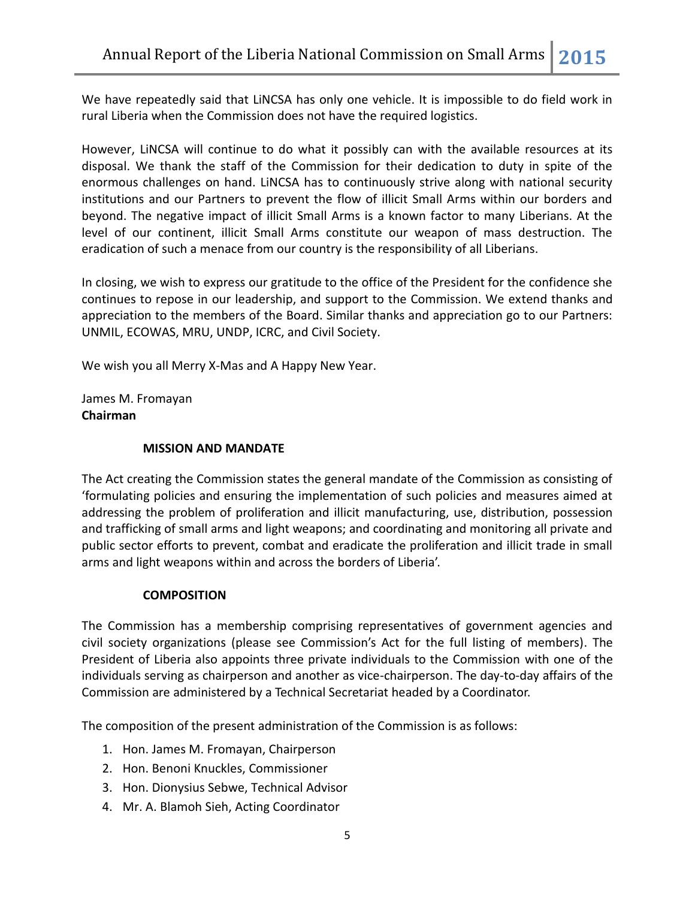We have repeatedly said that LiNCSA has only one vehicle. It is impossible to do field work in rural Liberia when the Commission does not have the required logistics.

However, LiNCSA will continue to do what it possibly can with the available resources at its disposal. We thank the staff of the Commission for their dedication to duty in spite of the enormous challenges on hand. LiNCSA has to continuously strive along with national security institutions and our Partners to prevent the flow of illicit Small Arms within our borders and beyond. The negative impact of illicit Small Arms is a known factor to many Liberians. At the level of our continent, illicit Small Arms constitute our weapon of mass destruction. The eradication of such a menace from our country is the responsibility of all Liberians.

In closing, we wish to express our gratitude to the office of the President for the confidence she continues to repose in our leadership, and support to the Commission. We extend thanks and appreciation to the members of the Board. Similar thanks and appreciation go to our Partners: UNMIL, ECOWAS, MRU, UNDP, ICRC, and Civil Society.

We wish you all Merry X-Mas and A Happy New Year.

James M. Fromayan
**Chairman**

## MISSION AND MANDATE

The Act creating the Commission states the general mandate of the Commission as consisting of 'formulating policies and ensuring the implementation of such policies and measures aimed at addressing the problem of proliferation and illicit manufacturing, use, distribution, possession and trafficking of small arms and light weapons; and coordinating and monitoring all private and public sector efforts to prevent, combat and eradicate the proliferation and illicit trade in small arms and light weapons within and across the borders of Liberia'.

## COMPOSITION

The Commission has a membership comprising representatives of government agencies and civil society organizations (please see Commission's Act for the full listing of members). The President of Liberia also appoints three private individuals to the Commission with one of the individuals serving as chairperson and another as vice-chairperson. The day-to-day affairs of the Commission are administered by a Technical Secretariat headed by a Coordinator.

The composition of the present administration of the Commission is as follows:

1. Hon. James M. Fromayan, Chairperson
2. Hon. Benoni Knuckles, Commissioner
3. Hon. Dionysius Sebwe, Technical Advisor
4. Mr. A. Blamoh Sieh, Acting Coordinator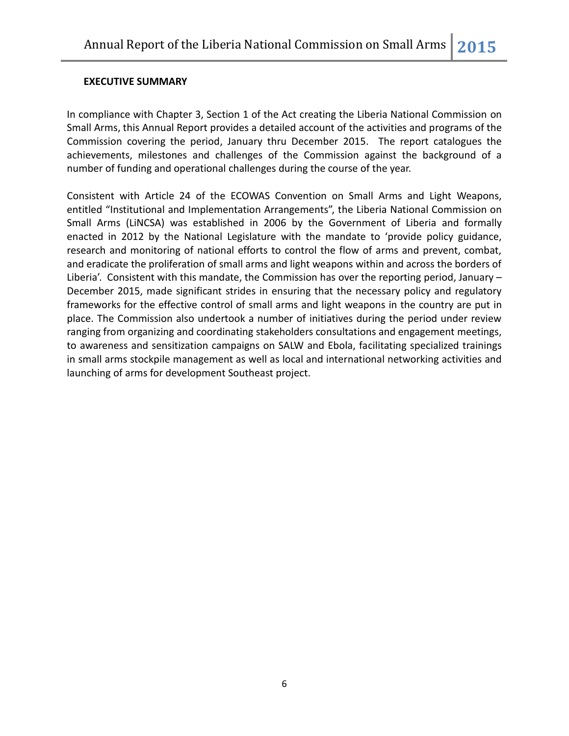## EXECUTIVE SUMMARY

In compliance with Chapter 3, Section 1 of the Act creating the Liberia National Commission on Small Arms, this Annual Report provides a detailed account of the activities and programs of the Commission covering the period, January thru December 2015. The report catalogues the achievements, milestones and challenges of the Commission against the background of a number of funding and operational challenges during the course of the year.

Consistent with Article 24 of the ECOWAS Convention on Small Arms and Light Weapons, entitled "Institutional and Implementation Arrangements", the Liberia National Commission on Small Arms (LiNCSA) was established in 2006 by the Government of Liberia and formally enacted in 2012 by the National Legislature with the mandate to 'provide policy guidance, research and monitoring of national efforts to control the flow of arms and prevent, combat, and eradicate the proliferation of small arms and light weapons within and across the borders of Liberia'. Consistent with this mandate, the Commission has over the reporting period, January – December 2015, made significant strides in ensuring that the necessary policy and regulatory frameworks for the effective control of small arms and light weapons in the country are put in place. The Commission also undertook a number of initiatives during the period under review ranging from organizing and coordinating stakeholders consultations and engagement meetings, to awareness and sensitization campaigns on SALW and Ebola, facilitating specialized trainings in small arms stockpile management as well as local and international networking activities and launching of arms for development Southeast project.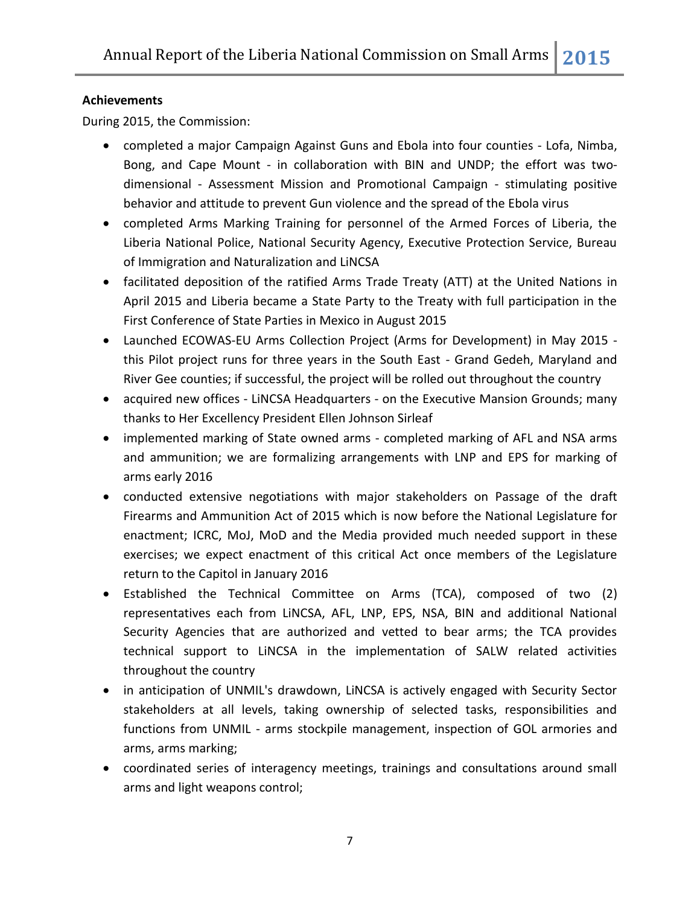**Achievements**

During 2015, the Commission:

- completed a major Campaign Against Guns and Ebola into four counties - Lofa, Nimba, Bong, and Cape Mount - in collaboration with BIN and UNDP; the effort was two-dimensional - Assessment Mission and Promotional Campaign - stimulating positive behavior and attitude to prevent Gun violence and the spread of the Ebola virus
- completed Arms Marking Training for personnel of the Armed Forces of Liberia, the Liberia National Police, National Security Agency, Executive Protection Service, Bureau of Immigration and Naturalization and LiNCSA
- facilitated deposition of the ratified Arms Trade Treaty (ATT) at the United Nations in April 2015 and Liberia became a State Party to the Treaty with full participation in the First Conference of State Parties in Mexico in August 2015
- Launched ECOWAS-EU Arms Collection Project (Arms for Development) in May 2015 - this Pilot project runs for three years in the South East - Grand Gedeh, Maryland and River Gee counties; if successful, the project will be rolled out throughout the country
- acquired new offices - LiNCSA Headquarters - on the Executive Mansion Grounds; many thanks to Her Excellency President Ellen Johnson Sirleaf
- implemented marking of State owned arms - completed marking of AFL and NSA arms and ammunition; we are formalizing arrangements with LNP and EPS for marking of arms early 2016
- conducted extensive negotiations with major stakeholders on Passage of the draft Firearms and Ammunition Act of 2015 which is now before the National Legislature for enactment; ICRC, MoJ, MoD and the Media provided much needed support in these exercises; we expect enactment of this critical Act once members of the Legislature return to the Capitol in January 2016
- Established the Technical Committee on Arms (TCA), composed of two (2) representatives each from LiNCSA, AFL, LNP, EPS, NSA, BIN and additional National Security Agencies that are authorized and vetted to bear arms; the TCA provides technical support to LiNCSA in the implementation of SALW related activities throughout the country
- in anticipation of UNMIL's drawdown, LiNCSA is actively engaged with Security Sector stakeholders at all levels, taking ownership of selected tasks, responsibilities and functions from UNMIL - arms stockpile management, inspection of GOL armories and arms, arms marking;
- coordinated series of interagency meetings, trainings and consultations around small arms and light weapons control;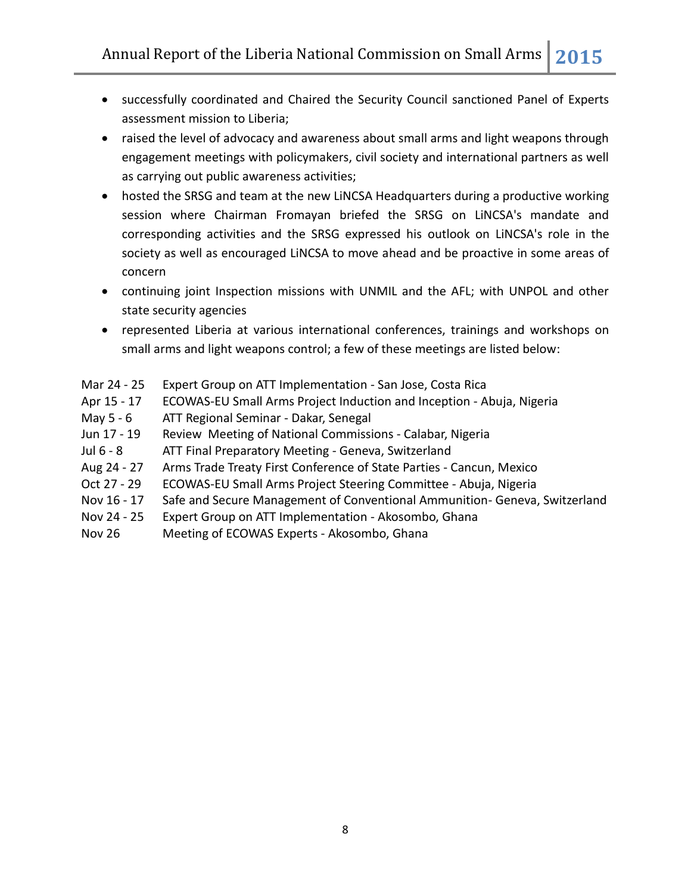- successfully coordinated and Chaired the Security Council sanctioned Panel of Experts assessment mission to Liberia;
- raised the level of advocacy and awareness about small arms and light weapons through engagement meetings with policymakers, civil society and international partners as well as carrying out public awareness activities;
- hosted the SRSG and team at the new LiNCSA Headquarters during a productive working session where Chairman Fromayan briefed the SRSG on LiNCSA's mandate and corresponding activities and the SRSG expressed his outlook on LiNCSA's role in the society as well as encouraged LiNCSA to move ahead and be proactive in some areas of concern
- continuing joint Inspection missions with UNMIL and the AFL; with UNPOL and other state security agencies
- represented Liberia at various international conferences, trainings and workshops on small arms and light weapons control; a few of these meetings are listed below:

| | |
|---|---|
| Mar 24 - 25 | Expert Group on ATT Implementation - San Jose, Costa Rica |
| Apr 15 - 17 | ECOWAS-EU Small Arms Project Induction and Inception - Abuja, Nigeria |
| May 5 - 6 | ATT Regional Seminar - Dakar, Senegal |
| Jun 17 - 19 | Review Meeting of National Commissions - Calabar, Nigeria |
| Jul 6 - 8 | ATT Final Preparatory Meeting - Geneva, Switzerland |
| Aug 24 - 27 | Arms Trade Treaty First Conference of State Parties - Cancun, Mexico |
| Oct 27 - 29 | ECOWAS-EU Small Arms Project Steering Committee - Abuja, Nigeria |
| Nov 16 - 17 | Safe and Secure Management of Conventional Ammunition- Geneva, Switzerland |
| Nov 24 - 25 | Expert Group on ATT Implementation - Akosombo, Ghana |
| Nov 26 | Meeting of ECOWAS Experts - Akosombo, Ghana |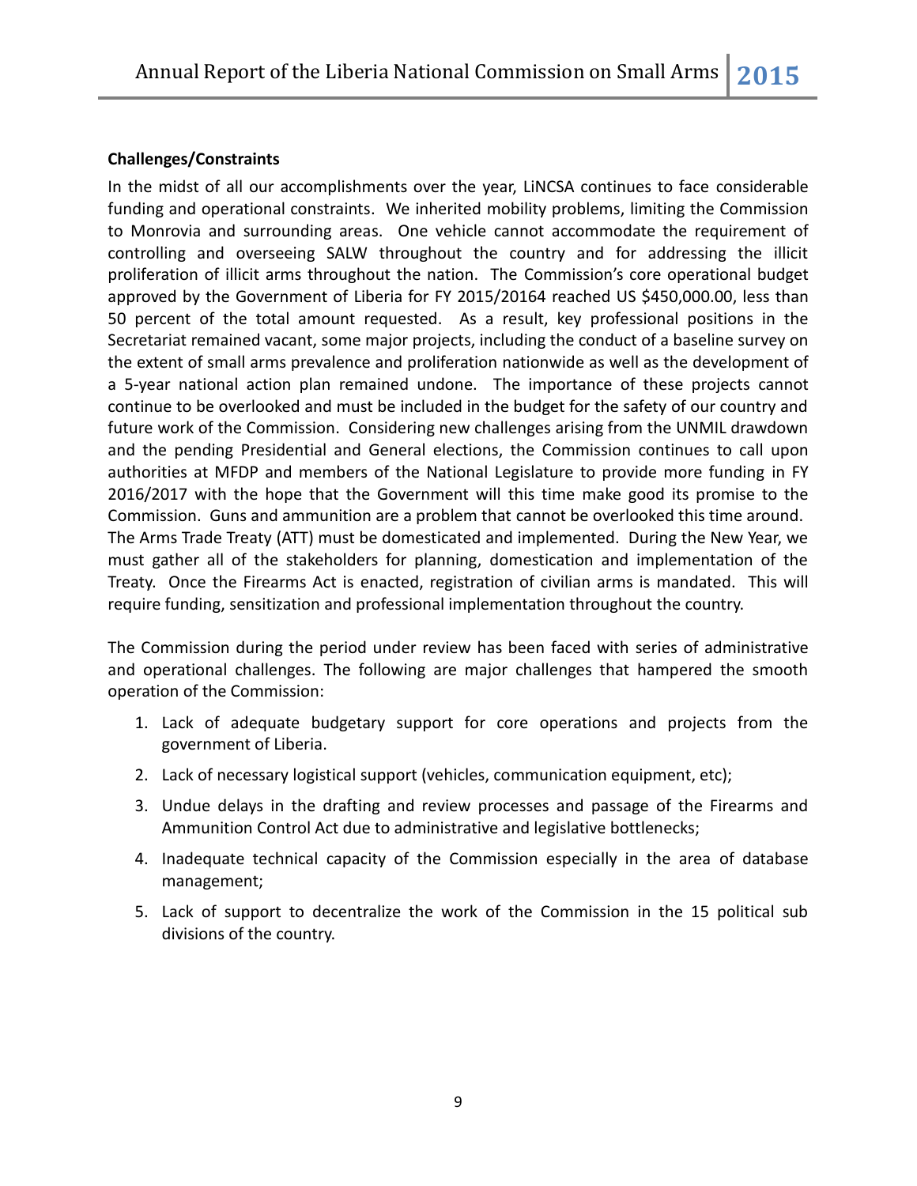**Challenges/Constraints**

In the midst of all our accomplishments over the year, LiNCSA continues to face considerable funding and operational constraints. We inherited mobility problems, limiting the Commission to Monrovia and surrounding areas. One vehicle cannot accommodate the requirement of controlling and overseeing SALW throughout the country and for addressing the illicit proliferation of illicit arms throughout the nation. The Commission's core operational budget approved by the Government of Liberia for FY 2015/20164 reached US $450,000.00, less than 50 percent of the total amount requested. As a result, key professional positions in the Secretariat remained vacant, some major projects, including the conduct of a baseline survey on the extent of small arms prevalence and proliferation nationwide as well as the development of a 5-year national action plan remained undone. The importance of these projects cannot continue to be overlooked and must be included in the budget for the safety of our country and future work of the Commission. Considering new challenges arising from the UNMIL drawdown and the pending Presidential and General elections, the Commission continues to call upon authorities at MFDP and members of the National Legislature to provide more funding in FY 2016/2017 with the hope that the Government will this time make good its promise to the Commission. Guns and ammunition are a problem that cannot be overlooked this time around. The Arms Trade Treaty (ATT) must be domesticated and implemented. During the New Year, we must gather all of the stakeholders for planning, domestication and implementation of the Treaty. Once the Firearms Act is enacted, registration of civilian arms is mandated. This will require funding, sensitization and professional implementation throughout the country.

The Commission during the period under review has been faced with series of administrative and operational challenges. The following are major challenges that hampered the smooth operation of the Commission:

1. Lack of adequate budgetary support for core operations and projects from the government of Liberia.
2. Lack of necessary logistical support (vehicles, communication equipment, etc);
3. Undue delays in the drafting and review processes and passage of the Firearms and Ammunition Control Act due to administrative and legislative bottlenecks;
4. Inadequate technical capacity of the Commission especially in the area of database management;
5. Lack of support to decentralize the work of the Commission in the 15 political sub divisions of the country.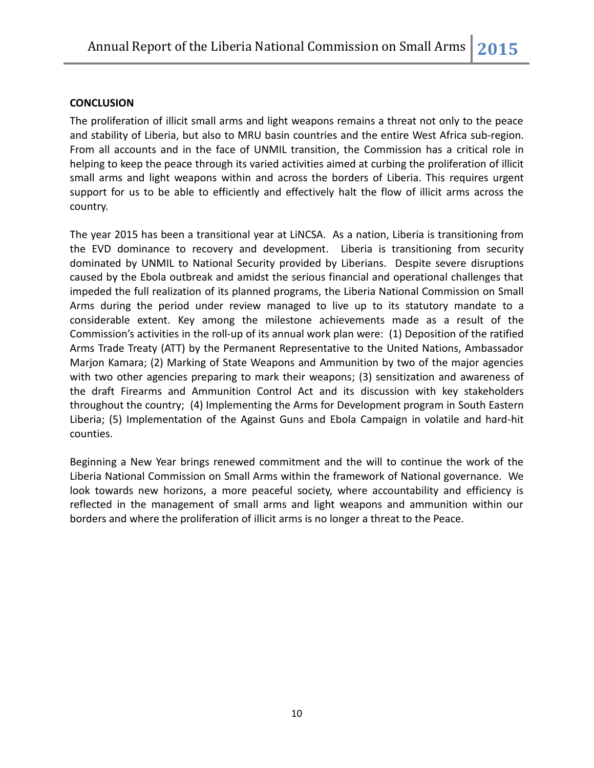**CONCLUSION**

The proliferation of illicit small arms and light weapons remains a threat not only to the peace and stability of Liberia, but also to MRU basin countries and the entire West Africa sub-region. From all accounts and in the face of UNMIL transition, the Commission has a critical role in helping to keep the peace through its varied activities aimed at curbing the proliferation of illicit small arms and light weapons within and across the borders of Liberia. This requires urgent support for us to be able to efficiently and effectively halt the flow of illicit arms across the country.

The year 2015 has been a transitional year at LiNCSA. As a nation, Liberia is transitioning from the EVD dominance to recovery and development. Liberia is transitioning from security dominated by UNMIL to National Security provided by Liberians. Despite severe disruptions caused by the Ebola outbreak and amidst the serious financial and operational challenges that impeded the full realization of its planned programs, the Liberia National Commission on Small Arms during the period under review managed to live up to its statutory mandate to a considerable extent. Key among the milestone achievements made as a result of the Commission's activities in the roll-up of its annual work plan were: (1) Deposition of the ratified Arms Trade Treaty (ATT) by the Permanent Representative to the United Nations, Ambassador Marjon Kamara; (2) Marking of State Weapons and Ammunition by two of the major agencies with two other agencies preparing to mark their weapons; (3) sensitization and awareness of the draft Firearms and Ammunition Control Act and its discussion with key stakeholders throughout the country; (4) Implementing the Arms for Development program in South Eastern Liberia; (5) Implementation of the Against Guns and Ebola Campaign in volatile and hard-hit counties.

Beginning a New Year brings renewed commitment and the will to continue the work of the Liberia National Commission on Small Arms within the framework of National governance. We look towards new horizons, a more peaceful society, where accountability and efficiency is reflected in the management of small arms and light weapons and ammunition within our borders and where the proliferation of illicit arms is no longer a threat to the Peace.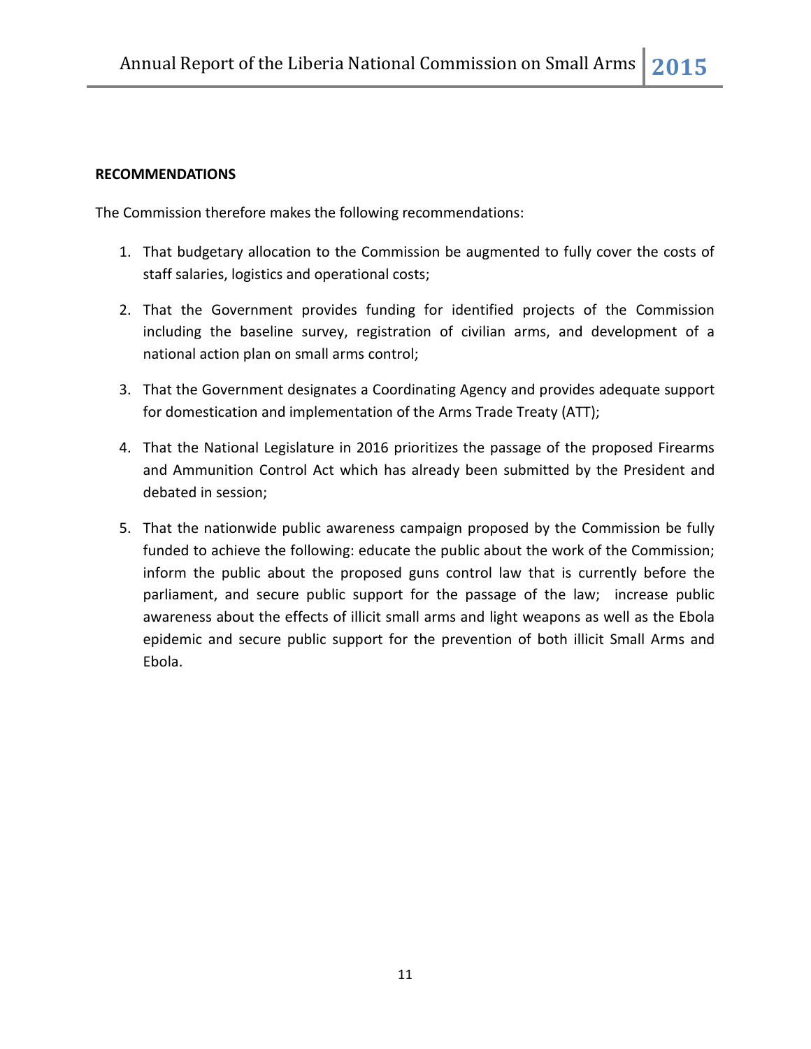**RECOMMENDATIONS**

The Commission therefore makes the following recommendations:

1. That budgetary allocation to the Commission be augmented to fully cover the costs of staff salaries, logistics and operational costs;

2. That the Government provides funding for identified projects of the Commission including the baseline survey, registration of civilian arms, and development of a national action plan on small arms control;

3. That the Government designates a Coordinating Agency and provides adequate support for domestication and implementation of the Arms Trade Treaty (ATT);

4. That the National Legislature in 2016 prioritizes the passage of the proposed Firearms and Ammunition Control Act which has already been submitted by the President and debated in session;

5. That the nationwide public awareness campaign proposed by the Commission be fully funded to achieve the following: educate the public about the work of the Commission; inform the public about the proposed guns control law that is currently before the parliament, and secure public support for the passage of the law; increase public awareness about the effects of illicit small arms and light weapons as well as the Ebola epidemic and secure public support for the prevention of both illicit Small Arms and Ebola.